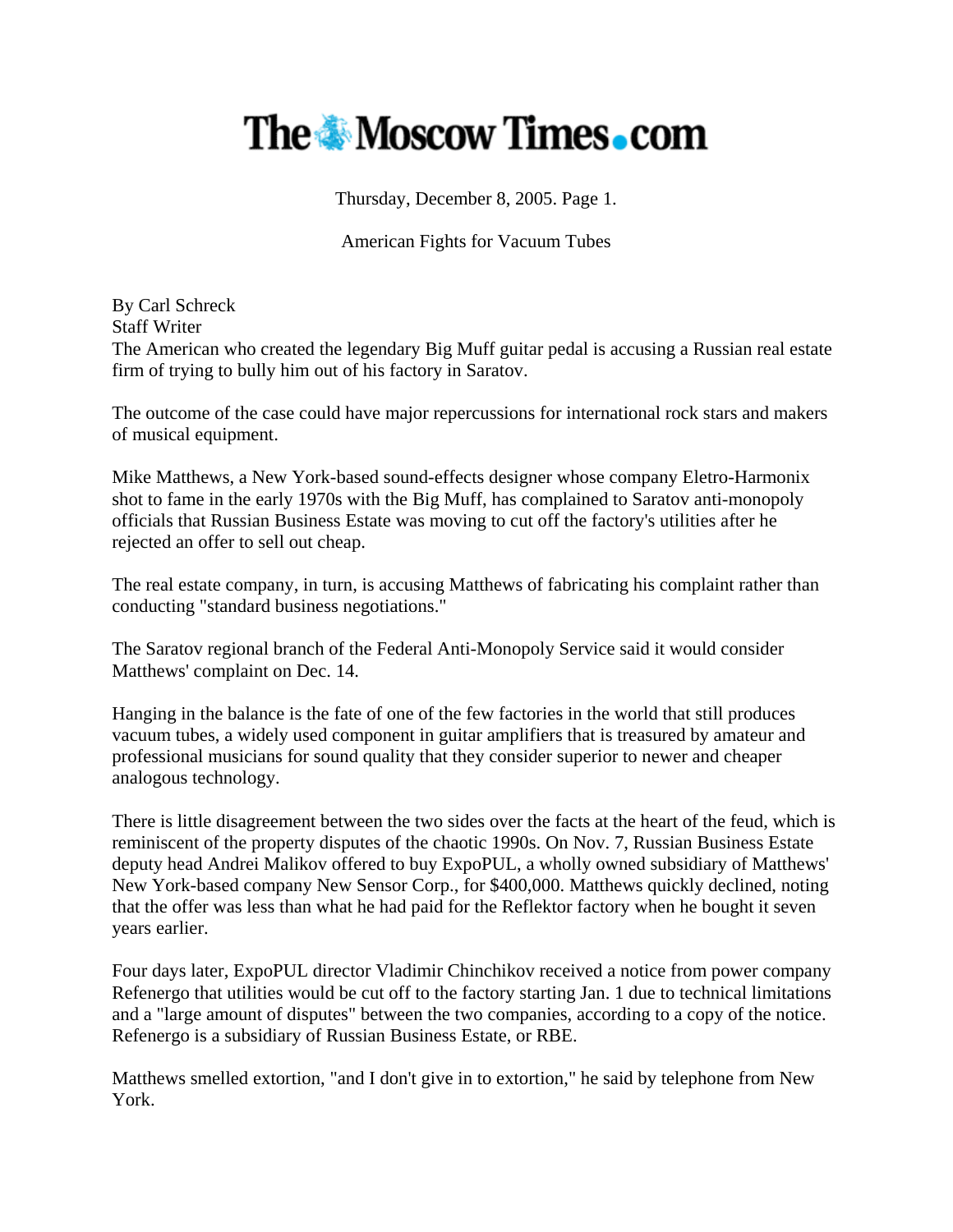# The Moscow Times.com

Thursday, December 8, 2005. Page 1.

## American Fights for Vacuum Tubes

By Carl Schreck
Staff Writer

The American who created the legendary Big Muff guitar pedal is accusing a Russian real estate firm of trying to bully him out of his factory in Saratov.

The outcome of the case could have major repercussions for international rock stars and makers of musical equipment.

Mike Matthews, a New York-based sound-effects designer whose company Eletro-Harmonix shot to fame in the early 1970s with the Big Muff, has complained to Saratov anti-monopoly officials that Russian Business Estate was moving to cut off the factory's utilities after he rejected an offer to sell out cheap.

The real estate company, in turn, is accusing Matthews of fabricating his complaint rather than conducting "standard business negotiations."

The Saratov regional branch of the Federal Anti-Monopoly Service said it would consider Matthews' complaint on Dec. 14.

Hanging in the balance is the fate of one of the few factories in the world that still produces vacuum tubes, a widely used component in guitar amplifiers that is treasured by amateur and professional musicians for sound quality that they consider superior to newer and cheaper analogous technology.

There is little disagreement between the two sides over the facts at the heart of the feud, which is reminiscent of the property disputes of the chaotic 1990s. On Nov. 7, Russian Business Estate deputy head Andrei Malikov offered to buy ExpoPUL, a wholly owned subsidiary of Matthews' New York-based company New Sensor Corp., for $400,000. Matthews quickly declined, noting that the offer was less than what he had paid for the Reflektor factory when he bought it seven years earlier.

Four days later, ExpoPUL director Vladimir Chinchikov received a notice from power company Refenergo that utilities would be cut off to the factory starting Jan. 1 due to technical limitations and a "large amount of disputes" between the two companies, according to a copy of the notice. Refenergo is a subsidiary of Russian Business Estate, or RBE.

Matthews smelled extortion, "and I don't give in to extortion," he said by telephone from New York.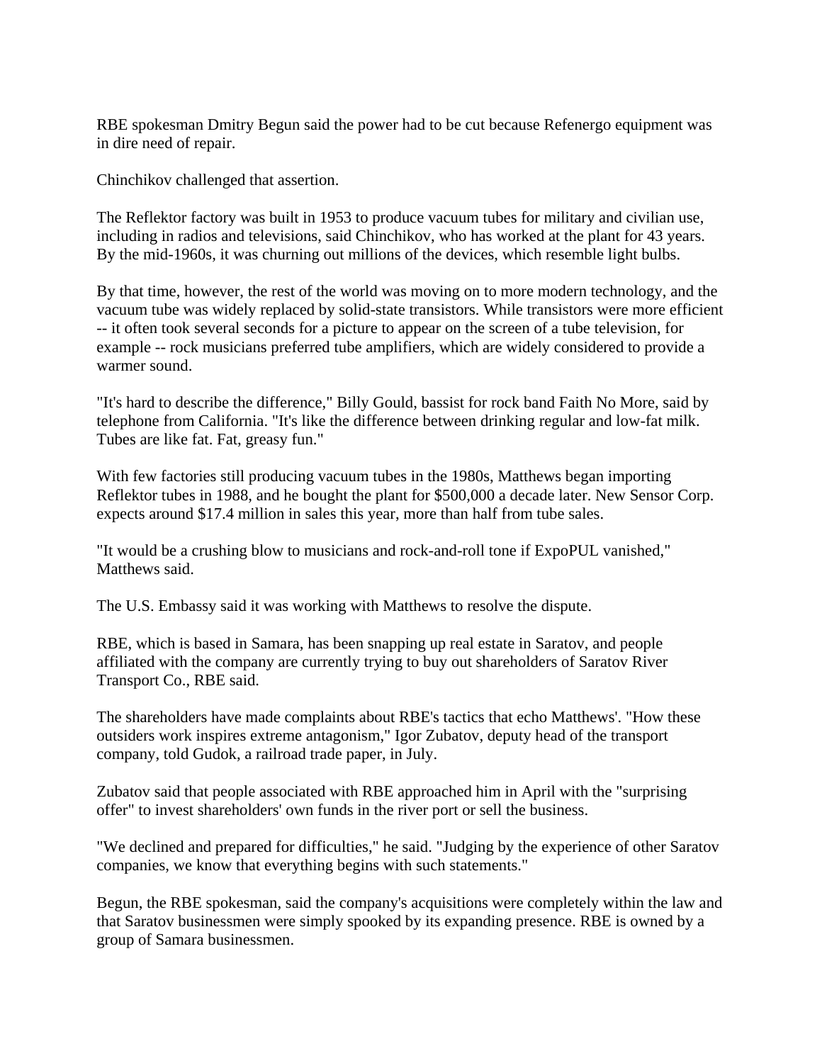RBE spokesman Dmitry Begun said the power had to be cut because Refenergo equipment was in dire need of repair.

Chinchikov challenged that assertion.

The Reflektor factory was built in 1953 to produce vacuum tubes for military and civilian use, including in radios and televisions, said Chinchikov, who has worked at the plant for 43 years. By the mid-1960s, it was churning out millions of the devices, which resemble light bulbs.

By that time, however, the rest of the world was moving on to more modern technology, and the vacuum tube was widely replaced by solid-state transistors. While transistors were more efficient -- it often took several seconds for a picture to appear on the screen of a tube television, for example -- rock musicians preferred tube amplifiers, which are widely considered to provide a warmer sound.

"It's hard to describe the difference," Billy Gould, bassist for rock band Faith No More, said by telephone from California. "It's like the difference between drinking regular and low-fat milk. Tubes are like fat. Fat, greasy fun."

With few factories still producing vacuum tubes in the 1980s, Matthews began importing Reflektor tubes in 1988, and he bought the plant for $500,000 a decade later. New Sensor Corp. expects around $17.4 million in sales this year, more than half from tube sales.

"It would be a crushing blow to musicians and rock-and-roll tone if ExpoPUL vanished," Matthews said.

The U.S. Embassy said it was working with Matthews to resolve the dispute.

RBE, which is based in Samara, has been snapping up real estate in Saratov, and people affiliated with the company are currently trying to buy out shareholders of Saratov River Transport Co., RBE said.

The shareholders have made complaints about RBE's tactics that echo Matthews'. "How these outsiders work inspires extreme antagonism," Igor Zubatov, deputy head of the transport company, told Gudok, a railroad trade paper, in July.

Zubatov said that people associated with RBE approached him in April with the "surprising offer" to invest shareholders' own funds in the river port or sell the business.

"We declined and prepared for difficulties," he said. "Judging by the experience of other Saratov companies, we know that everything begins with such statements."

Begun, the RBE spokesman, said the company's acquisitions were completely within the law and that Saratov businessmen were simply spooked by its expanding presence. RBE is owned by a group of Samara businessmen.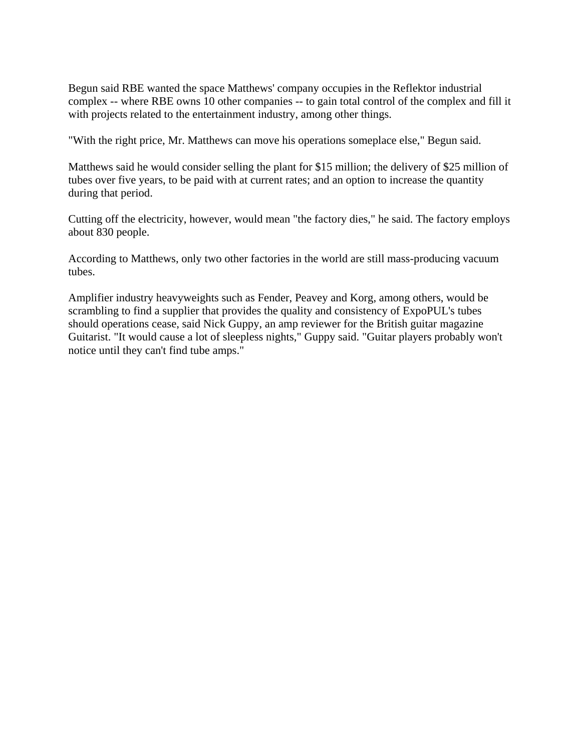Begun said RBE wanted the space Matthews' company occupies in the Reflektor industrial complex -- where RBE owns 10 other companies -- to gain total control of the complex and fill it with projects related to the entertainment industry, among other things.

"With the right price, Mr. Matthews can move his operations someplace else," Begun said.

Matthews said he would consider selling the plant for $15 million; the delivery of $25 million of tubes over five years, to be paid with at current rates; and an option to increase the quantity during that period.

Cutting off the electricity, however, would mean "the factory dies," he said. The factory employs about 830 people.

According to Matthews, only two other factories in the world are still mass-producing vacuum tubes.

Amplifier industry heavyweights such as Fender, Peavey and Korg, among others, would be scrambling to find a supplier that provides the quality and consistency of ExpoPUL's tubes should operations cease, said Nick Guppy, an amp reviewer for the British guitar magazine Guitarist. "It would cause a lot of sleepless nights," Guppy said. "Guitar players probably won't notice until they can't find tube amps."